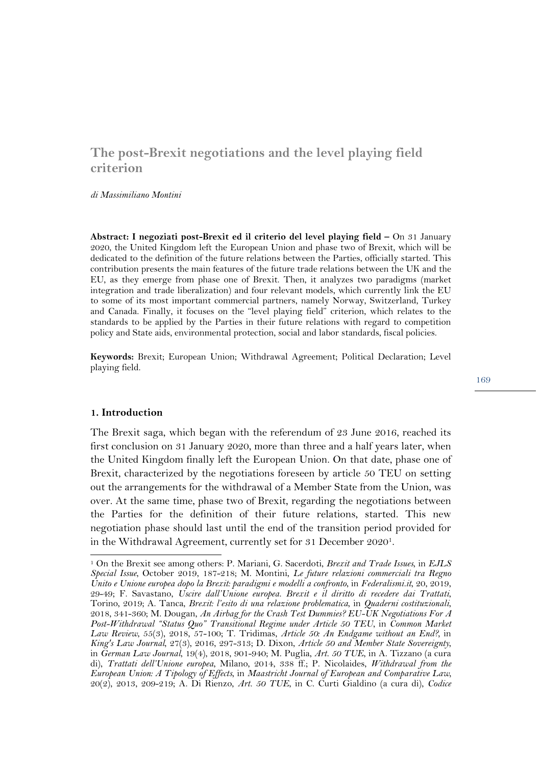# The post-Brexit negotiations and the level playing field criterion

*di Massimiliano Montini*

**Abstract: I negoziati post-Brexit ed il criterio del level playing field –** On 31 January 2020, the United Kingdom left the European Union and phase two of Brexit, which will be dedicated to the definition of the future relations between the Parties, officially started. This contribution presents the main features of the future trade relations between the UK and the EU, as they emerge from phase one of Brexit. Then, it analyzes two paradigms (market integration and trade liberalization) and four relevant models, which currently link the EU to some of its most important commercial partners, namely Norway, Switzerland, Turkey and Canada. Finally, it focuses on the "level playing field" criterion, which relates to the standards to be applied by the Parties in their future relations with regard to competition policy and State aids, environmental protection, social and labor standards, fiscal policies.

**Keywords:** Brexit; European Union; Withdrawal Agreement; Political Declaration; Level playing field.

## 1. Introduction

The Brexit saga, which began with the referendum of 23 June 2016, reached its first conclusion on 31 January 2020, more than three and a half years later, when the United Kingdom finally left the European Union. On that date, phase one of Brexit, characterized by the negotiations foreseen by article 50 TEU on setting out the arrangements for the withdrawal of a Member State from the Union, was over. At the same time, phase two of Brexit, regarding the negotiations between the Parties for the definition of their future relations, started. This new negotiation phase should last until the end of the transition period provided for in the Withdrawal Agreement, currently set for 31 December 2020[1].

[1] On the Brexit see among others: P. Mariani, G. Sacerdoti, *Brexit and Trade Issues*, in *EJLS Special Issue*, October 2019, 187-218; M. Montini, *Le future relazioni commerciali tra Regno Unito e Unione europea dopo la Brexit: paradigmi e modelli a confronto*, in *Federalismi.it*, 20, 2019, 29-49; F. Savastano, *Uscire dall'Unione europea. Brexit e il diritto di recedere dai Trattati*, Torino, 2019; A. Tanca, *Brexit: l'esito di una relazione problematica*, in *Quaderni costituzionali*, 2018, 341-360; M. Dougan, *An Airbag for the Crash Test Dummies? EU-UK Negotiations For A Post-Withdrawal "Status Quo" Transitional Regime under Article 50 TEU*, in *Common Market Law Review*, 55(3), 2018, 57-100; T. Tridimas, *Article 50: An Endgame without an End?*, in *King's Law Journal*, 27(3), 2016, 297-313; D. Dixon, *Article 50 and Member State Sovereignty*, in *German Law Journal*, 19(4), 2018, 901-940; M. Puglia, *Art. 50 TUE*, in A. Tizzano (a cura di), *Trattati dell'Unione europea*, Milano, 2014, 338 ff.; P. Nicolaides, *Withdrawal from the European Union: A Tipology of Effects*, in *Maastricht Journal of European and Comparative Law*, 20(2), 2013, 209-219; A. Di Rienzo, *Art. 50 TUE*, in C. Curti Gialdino (a cura di), *Codice*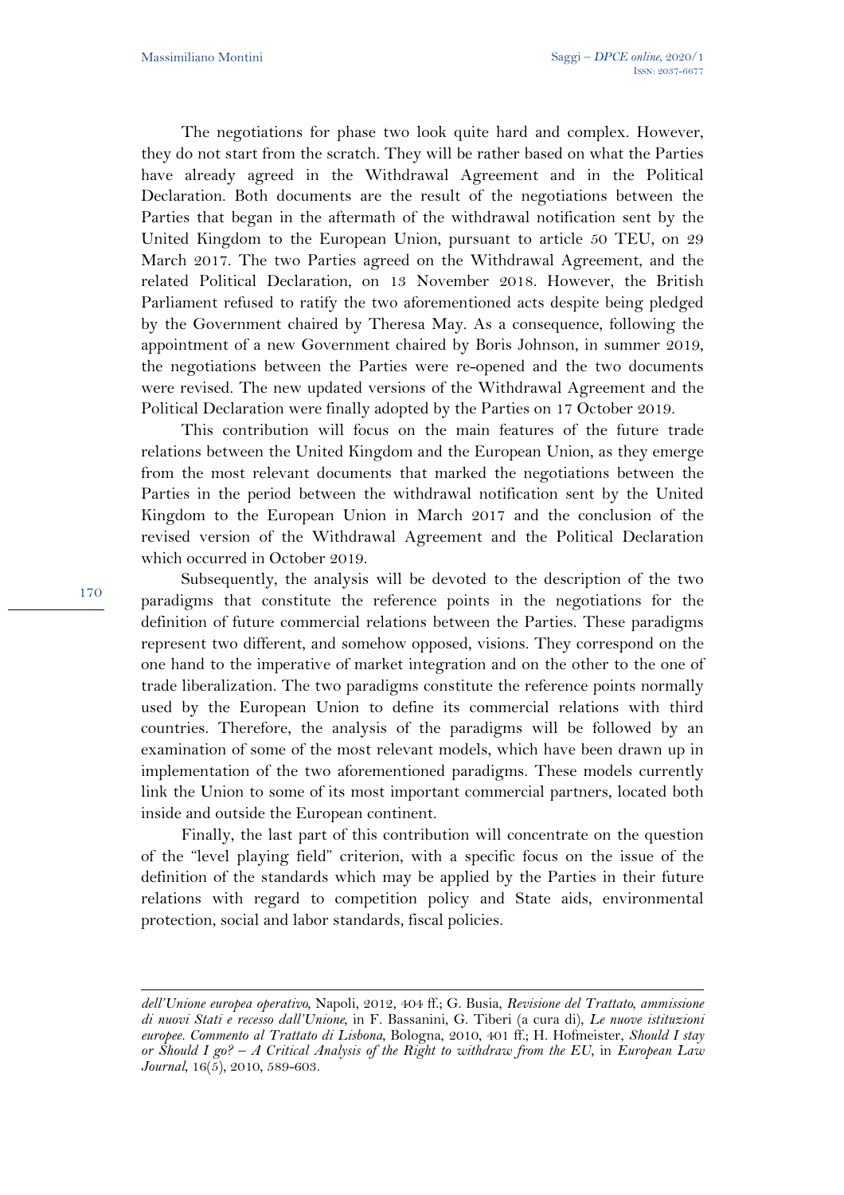The negotiations for phase two look quite hard and complex. However, they do not start from the scratch. They will be rather based on what the Parties have already agreed in the Withdrawal Agreement and in the Political Declaration. Both documents are the result of the negotiations between the Parties that began in the aftermath of the withdrawal notification sent by the United Kingdom to the European Union, pursuant to article 50 TEU, on 29 March 2017. The two Parties agreed on the Withdrawal Agreement, and the related Political Declaration, on 13 November 2018. However, the British Parliament refused to ratify the two aforementioned acts despite being pledged by the Government chaired by Theresa May. As a consequence, following the appointment of a new Government chaired by Boris Johnson, in summer 2019, the negotiations between the Parties were re-opened and the two documents were revised. The new updated versions of the Withdrawal Agreement and the Political Declaration were finally adopted by the Parties on 17 October 2019.

This contribution will focus on the main features of the future trade relations between the United Kingdom and the European Union, as they emerge from the most relevant documents that marked the negotiations between the Parties in the period between the withdrawal notification sent by the United Kingdom to the European Union in March 2017 and the conclusion of the revised version of the Withdrawal Agreement and the Political Declaration which occurred in October 2019.

Subsequently, the analysis will be devoted to the description of the two paradigms that constitute the reference points in the negotiations for the definition of future commercial relations between the Parties. These paradigms represent two different, and somehow opposed, visions. They correspond on the one hand to the imperative of market integration and on the other to the one of trade liberalization. The two paradigms constitute the reference points normally used by the European Union to define its commercial relations with third countries. Therefore, the analysis of the paradigms will be followed by an examination of some of the most relevant models, which have been drawn up in implementation of the two aforementioned paradigms. These models currently link the Union to some of its most important commercial partners, located both inside and outside the European continent.

Finally, the last part of this contribution will concentrate on the question of the "level playing field" criterion, with a specific focus on the issue of the definition of the standards which may be applied by the Parties in their future relations with regard to competition policy and State aids, environmental protection, social and labor standards, fiscal policies.

---

*dell'Unione europea operativo*, Napoli, 2012, 404 ff.; G. Busia, *Revisione del Trattato, ammissione di nuovi Stati e recesso dall'Unione*, in F. Bassanini, G. Tiberi (a cura di), *Le nuove istituzioni europee. Commento al Trattato di Lisbona*, Bologna, 2010, 401 ff.; H. Hofmeister, *Should I stay or Should I go? – A Critical Analysis of the Right to withdraw from the EU*, in *European Law Journal*, 16(5), 2010, 589-603.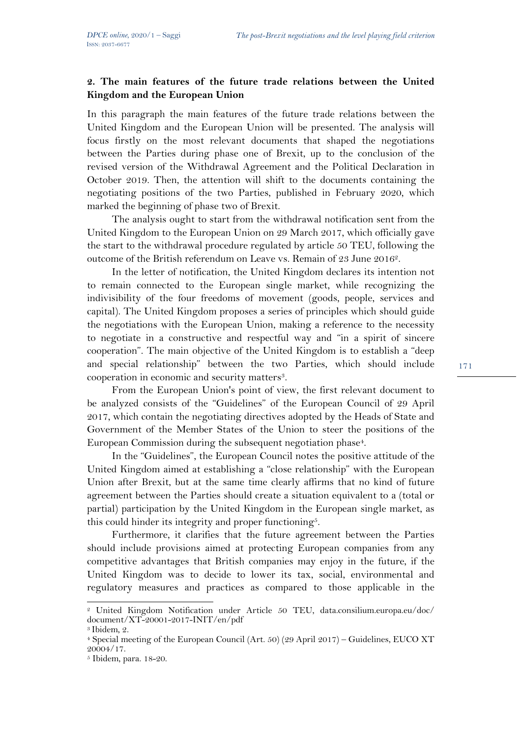## 2. The main features of the future trade relations between the United Kingdom and the European Union

In this paragraph the main features of the future trade relations between the United Kingdom and the European Union will be presented. The analysis will focus firstly on the most relevant documents that shaped the negotiations between the Parties during phase one of Brexit, up to the conclusion of the revised version of the Withdrawal Agreement and the Political Declaration in October 2019. Then, the attention will shift to the documents containing the negotiating positions of the two Parties, published in February 2020, which marked the beginning of phase two of Brexit.

The analysis ought to start from the withdrawal notification sent from the United Kingdom to the European Union on 29 March 2017, which officially gave the start to the withdrawal procedure regulated by article 50 TEU, following the outcome of the British referendum on Leave vs. Remain of 23 June 2016[2].

In the letter of notification, the United Kingdom declares its intention not to remain connected to the European single market, while recognizing the indivisibility of the four freedoms of movement (goods, people, services and capital). The United Kingdom proposes a series of principles which should guide the negotiations with the European Union, making a reference to the necessity to negotiate in a constructive and respectful way and "in a spirit of sincere cooperation". The main objective of the United Kingdom is to establish a "deep and special relationship" between the two Parties, which should include cooperation in economic and security matters[3].

From the European Union's point of view, the first relevant document to be analyzed consists of the "Guidelines" of the European Council of 29 April 2017, which contain the negotiating directives adopted by the Heads of State and Government of the Member States of the Union to steer the positions of the European Commission during the subsequent negotiation phase[4].

In the "Guidelines", the European Council notes the positive attitude of the United Kingdom aimed at establishing a "close relationship" with the European Union after Brexit, but at the same time clearly affirms that no kind of future agreement between the Parties should create a situation equivalent to a (total or partial) participation by the United Kingdom in the European single market, as this could hinder its integrity and proper functioning[5].

Furthermore, it clarifies that the future agreement between the Parties should include provisions aimed at protecting European companies from any competitive advantages that British companies may enjoy in the future, if the United Kingdom was to decide to lower its tax, social, environmental and regulatory measures and practices as compared to those applicable in the

[2] United Kingdom Notification under Article 50 TEU, data.consilium.europa.eu/doc/document/XT-20001-2017-INIT/en/pdf
[3] Ibidem, 2.
[4] Special meeting of the European Council (Art. 50) (29 April 2017) – Guidelines, EUCO XT 20004/17.
[5] Ibidem, para. 18-20.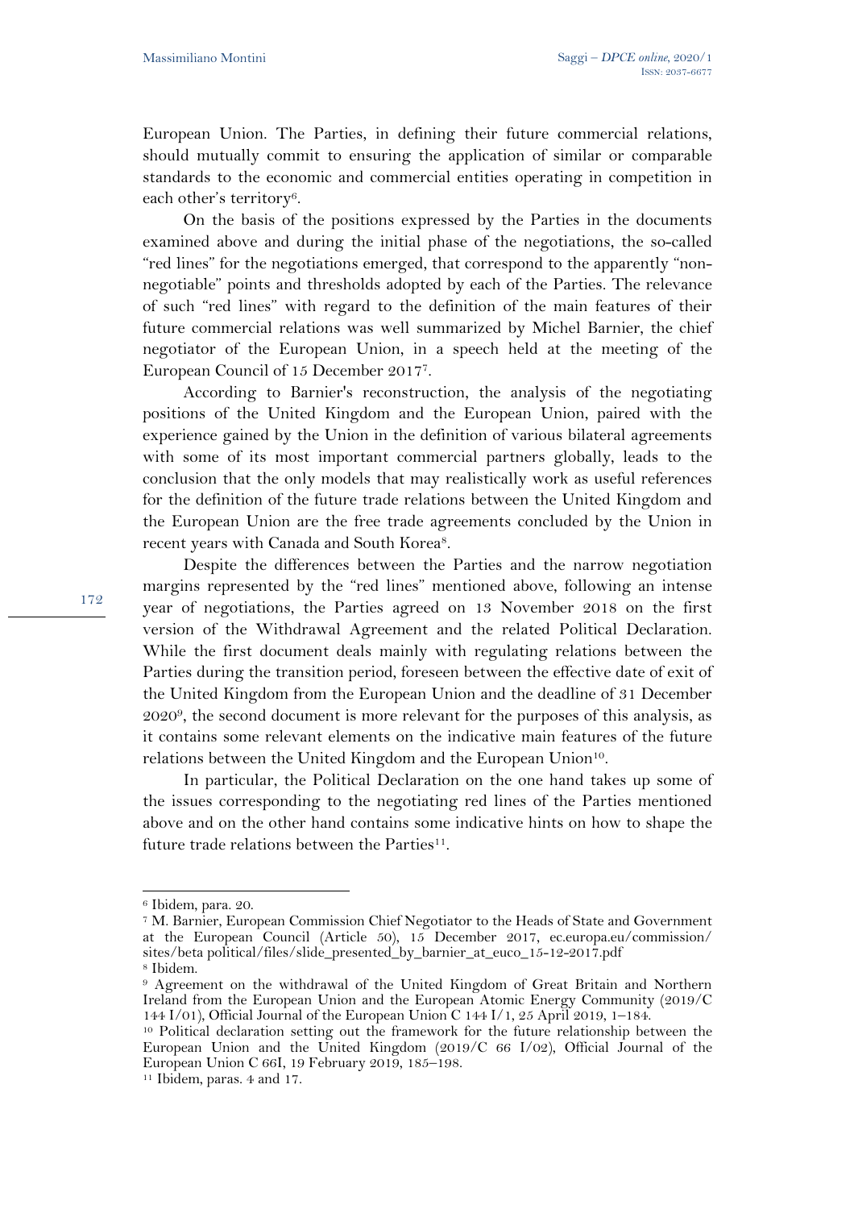European Union. The Parties, in defining their future commercial relations, should mutually commit to ensuring the application of similar or comparable standards to the economic and commercial entities operating in competition in each other's territory[6].

On the basis of the positions expressed by the Parties in the documents examined above and during the initial phase of the negotiations, the so-called "red lines" for the negotiations emerged, that correspond to the apparently "non-negotiable" points and thresholds adopted by each of the Parties. The relevance of such "red lines" with regard to the definition of the main features of their future commercial relations was well summarized by Michel Barnier, the chief negotiator of the European Union, in a speech held at the meeting of the European Council of 15 December 2017[7].

According to Barnier's reconstruction, the analysis of the negotiating positions of the United Kingdom and the European Union, paired with the experience gained by the Union in the definition of various bilateral agreements with some of its most important commercial partners globally, leads to the conclusion that the only models that may realistically work as useful references for the definition of the future trade relations between the United Kingdom and the European Union are the free trade agreements concluded by the Union in recent years with Canada and South Korea[8].

Despite the differences between the Parties and the narrow negotiation margins represented by the "red lines" mentioned above, following an intense year of negotiations, the Parties agreed on 13 November 2018 on the first version of the Withdrawal Agreement and the related Political Declaration. While the first document deals mainly with regulating relations between the Parties during the transition period, foreseen between the effective date of exit of the United Kingdom from the European Union and the deadline of 31 December 2020[9], the second document is more relevant for the purposes of this analysis, as it contains some relevant elements on the indicative main features of the future relations between the United Kingdom and the European Union[10].

In particular, the Political Declaration on the one hand takes up some of the issues corresponding to the negotiating red lines of the Parties mentioned above and on the other hand contains some indicative hints on how to shape the future trade relations between the Parties[11].

---

[6] Ibidem, para. 20.

[7] M. Barnier, European Commission Chief Negotiator to the Heads of State and Government at the European Council (Article 50), 15 December 2017, ec.europa.eu/commission/sites/beta political/files/slide_presented_by_barnier_at_euco_15-12-2017.pdf

[8] Ibidem.

[9] Agreement on the withdrawal of the United Kingdom of Great Britain and Northern Ireland from the European Union and the European Atomic Energy Community (2019/C 144 I/01), Official Journal of the European Union C 144 I/1, 25 April 2019, 1–184.

[10] Political declaration setting out the framework for the future relationship between the European Union and the United Kingdom (2019/C 66 I/02), Official Journal of the European Union C 66I, 19 February 2019, 185–198.

[11] Ibidem, paras. 4 and 17.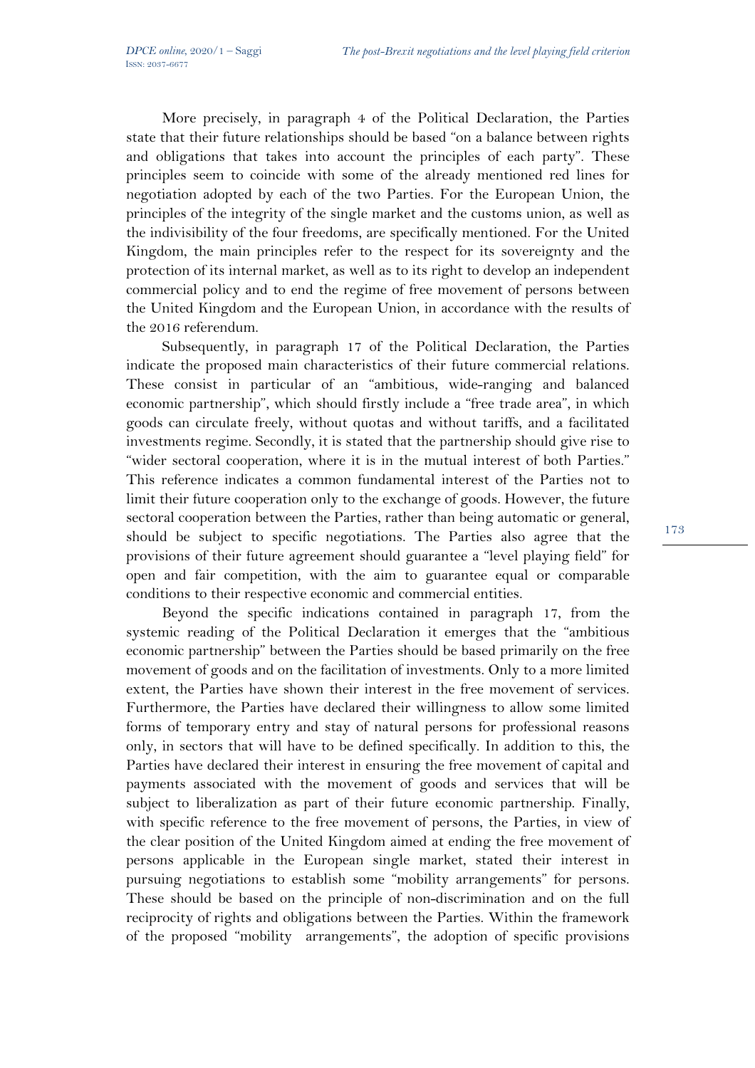More precisely, in paragraph 4 of the Political Declaration, the Parties state that their future relationships should be based "on a balance between rights and obligations that takes into account the principles of each party". These principles seem to coincide with some of the already mentioned red lines for negotiation adopted by each of the two Parties. For the European Union, the principles of the integrity of the single market and the customs union, as well as the indivisibility of the four freedoms, are specifically mentioned. For the United Kingdom, the main principles refer to the respect for its sovereignty and the protection of its internal market, as well as to its right to develop an independent commercial policy and to end the regime of free movement of persons between the United Kingdom and the European Union, in accordance with the results of the 2016 referendum.

Subsequently, in paragraph 17 of the Political Declaration, the Parties indicate the proposed main characteristics of their future commercial relations. These consist in particular of an "ambitious, wide-ranging and balanced economic partnership", which should firstly include a "free trade area", in which goods can circulate freely, without quotas and without tariffs, and a facilitated investments regime. Secondly, it is stated that the partnership should give rise to "wider sectoral cooperation, where it is in the mutual interest of both Parties." This reference indicates a common fundamental interest of the Parties not to limit their future cooperation only to the exchange of goods. However, the future sectoral cooperation between the Parties, rather than being automatic or general, should be subject to specific negotiations. The Parties also agree that the provisions of their future agreement should guarantee a "level playing field" for open and fair competition, with the aim to guarantee equal or comparable conditions to their respective economic and commercial entities.

Beyond the specific indications contained in paragraph 17, from the systemic reading of the Political Declaration it emerges that the "ambitious economic partnership" between the Parties should be based primarily on the free movement of goods and on the facilitation of investments. Only to a more limited extent, the Parties have shown their interest in the free movement of services. Furthermore, the Parties have declared their willingness to allow some limited forms of temporary entry and stay of natural persons for professional reasons only, in sectors that will have to be defined specifically. In addition to this, the Parties have declared their interest in ensuring the free movement of capital and payments associated with the movement of goods and services that will be subject to liberalization as part of their future economic partnership. Finally, with specific reference to the free movement of persons, the Parties, in view of the clear position of the United Kingdom aimed at ending the free movement of persons applicable in the European single market, stated their interest in pursuing negotiations to establish some "mobility arrangements" for persons. These should be based on the principle of non-discrimination and on the full reciprocity of rights and obligations between the Parties. Within the framework of the proposed "mobility arrangements", the adoption of specific provisions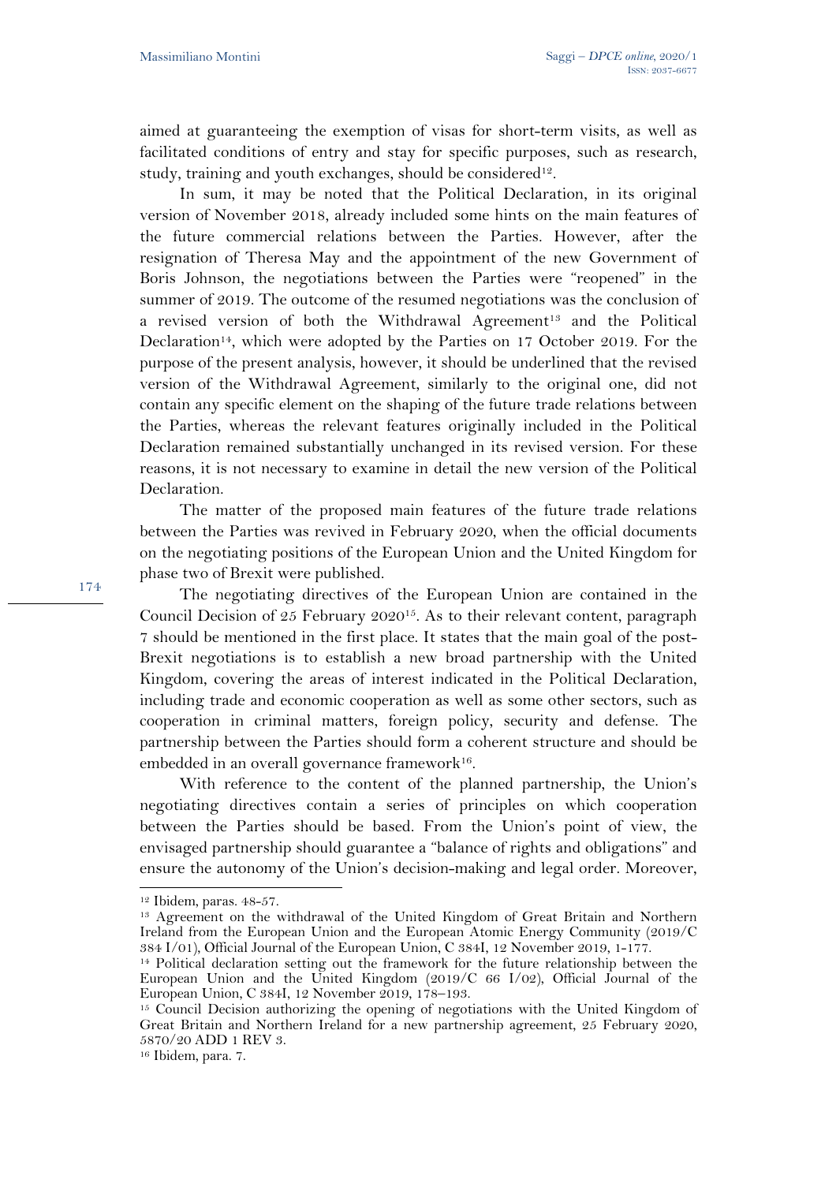aimed at guaranteeing the exemption of visas for short-term visits, as well as facilitated conditions of entry and stay for specific purposes, such as research, study, training and youth exchanges, should be considered[12].

In sum, it may be noted that the Political Declaration, in its original version of November 2018, already included some hints on the main features of the future commercial relations between the Parties. However, after the resignation of Theresa May and the appointment of the new Government of Boris Johnson, the negotiations between the Parties were "reopened" in the summer of 2019. The outcome of the resumed negotiations was the conclusion of a revised version of both the Withdrawal Agreement[13] and the Political Declaration[14], which were adopted by the Parties on 17 October 2019. For the purpose of the present analysis, however, it should be underlined that the revised version of the Withdrawal Agreement, similarly to the original one, did not contain any specific element on the shaping of the future trade relations between the Parties, whereas the relevant features originally included in the Political Declaration remained substantially unchanged in its revised version. For these reasons, it is not necessary to examine in detail the new version of the Political Declaration.

The matter of the proposed main features of the future trade relations between the Parties was revived in February 2020, when the official documents on the negotiating positions of the European Union and the United Kingdom for phase two of Brexit were published.

The negotiating directives of the European Union are contained in the Council Decision of 25 February 2020[15]. As to their relevant content, paragraph 7 should be mentioned in the first place. It states that the main goal of the post-Brexit negotiations is to establish a new broad partnership with the United Kingdom, covering the areas of interest indicated in the Political Declaration, including trade and economic cooperation as well as some other sectors, such as cooperation in criminal matters, foreign policy, security and defense. The partnership between the Parties should form a coherent structure and should be embedded in an overall governance framework[16].

With reference to the content of the planned partnership, the Union's negotiating directives contain a series of principles on which cooperation between the Parties should be based. From the Union's point of view, the envisaged partnership should guarantee a "balance of rights and obligations" and ensure the autonomy of the Union's decision-making and legal order. Moreover,

---

[12] Ibidem, paras. 48-57.

[13] Agreement on the withdrawal of the United Kingdom of Great Britain and Northern Ireland from the European Union and the European Atomic Energy Community (2019/C 384 I/01), Official Journal of the European Union, C 384I, 12 November 2019, 1-177.

[14] Political declaration setting out the framework for the future relationship between the European Union and the United Kingdom (2019/C 66 I/02), Official Journal of the European Union, C 384I, 12 November 2019, 178–193.

[15] Council Decision authorizing the opening of negotiations with the United Kingdom of Great Britain and Northern Ireland for a new partnership agreement, 25 February 2020, 5870/20 ADD 1 REV 3.

[16] Ibidem, para. 7.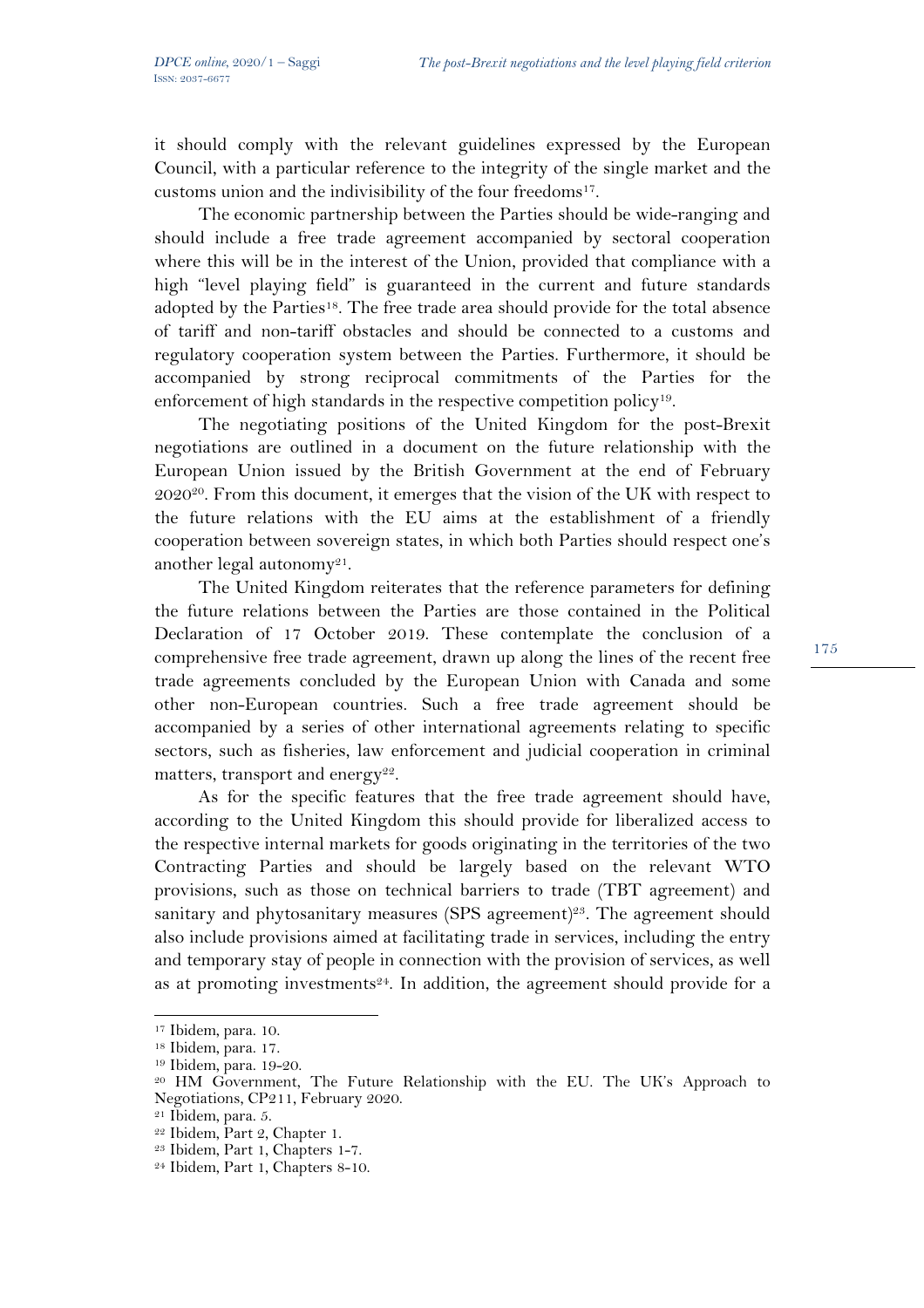it should comply with the relevant guidelines expressed by the European Council, with a particular reference to the integrity of the single market and the customs union and the indivisibility of the four freedoms[17].

The economic partnership between the Parties should be wide-ranging and should include a free trade agreement accompanied by sectoral cooperation where this will be in the interest of the Union, provided that compliance with a high "level playing field" is guaranteed in the current and future standards adopted by the Parties[18]. The free trade area should provide for the total absence of tariff and non-tariff obstacles and should be connected to a customs and regulatory cooperation system between the Parties. Furthermore, it should be accompanied by strong reciprocal commitments of the Parties for the enforcement of high standards in the respective competition policy[19].

The negotiating positions of the United Kingdom for the post-Brexit negotiations are outlined in a document on the future relationship with the European Union issued by the British Government at the end of February 2020[20]. From this document, it emerges that the vision of the UK with respect to the future relations with the EU aims at the establishment of a friendly cooperation between sovereign states, in which both Parties should respect one's another legal autonomy[21].

The United Kingdom reiterates that the reference parameters for defining the future relations between the Parties are those contained in the Political Declaration of 17 October 2019. These contemplate the conclusion of a comprehensive free trade agreement, drawn up along the lines of the recent free trade agreements concluded by the European Union with Canada and some other non-European countries. Such a free trade agreement should be accompanied by a series of other international agreements relating to specific sectors, such as fisheries, law enforcement and judicial cooperation in criminal matters, transport and energy[22].

As for the specific features that the free trade agreement should have, according to the United Kingdom this should provide for liberalized access to the respective internal markets for goods originating in the territories of the two Contracting Parties and should be largely based on the relevant WTO provisions, such as those on technical barriers to trade (TBT agreement) and sanitary and phytosanitary measures (SPS agreement)[23]. The agreement should also include provisions aimed at facilitating trade in services, including the entry and temporary stay of people in connection with the provision of services, as well as at promoting investments[24]. In addition, the agreement should provide for a

---

[17] Ibidem, para. 10.

[18] Ibidem, para. 17.

[19] Ibidem, para. 19-20.

[20] HM Government, The Future Relationship with the EU. The UK's Approach to Negotiations, CP211, February 2020.

[21] Ibidem, para. 5.

[22] Ibidem, Part 2, Chapter 1.

[23] Ibidem, Part 1, Chapters 1-7.

[24] Ibidem, Part 1, Chapters 8-10.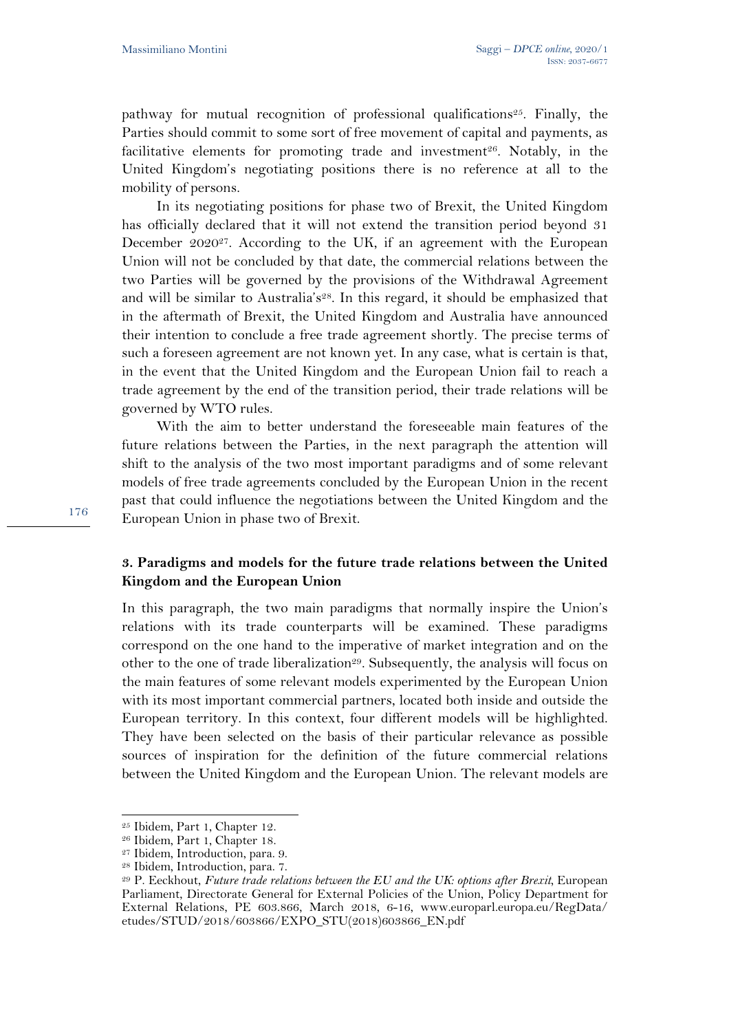pathway for mutual recognition of professional qualifications[25]. Finally, the Parties should commit to some sort of free movement of capital and payments, as facilitative elements for promoting trade and investment[26]. Notably, in the United Kingdom's negotiating positions there is no reference at all to the mobility of persons.

In its negotiating positions for phase two of Brexit, the United Kingdom has officially declared that it will not extend the transition period beyond 31 December 2020[27]. According to the UK, if an agreement with the European Union will not be concluded by that date, the commercial relations between the two Parties will be governed by the provisions of the Withdrawal Agreement and will be similar to Australia's[28]. In this regard, it should be emphasized that in the aftermath of Brexit, the United Kingdom and Australia have announced their intention to conclude a free trade agreement shortly. The precise terms of such a foreseen agreement are not known yet. In any case, what is certain is that, in the event that the United Kingdom and the European Union fail to reach a trade agreement by the end of the transition period, their trade relations will be governed by WTO rules.

With the aim to better understand the foreseeable main features of the future relations between the Parties, in the next paragraph the attention will shift to the analysis of the two most important paradigms and of some relevant models of free trade agreements concluded by the European Union in the recent past that could influence the negotiations between the United Kingdom and the European Union in phase two of Brexit.

### 3. Paradigms and models for the future trade relations between the United Kingdom and the European Union

In this paragraph, the two main paradigms that normally inspire the Union's relations with its trade counterparts will be examined. These paradigms correspond on the one hand to the imperative of market integration and on the other to the one of trade liberalization[29]. Subsequently, the analysis will focus on the main features of some relevant models experimented by the European Union with its most important commercial partners, located both inside and outside the European territory. In this context, four different models will be highlighted. They have been selected on the basis of their particular relevance as possible sources of inspiration for the definition of the future commercial relations between the United Kingdom and the European Union. The relevant models are

---

[25] Ibidem, Part 1, Chapter 12.

[26] Ibidem, Part 1, Chapter 18.

[27] Ibidem, Introduction, para. 9.

[28] Ibidem, Introduction, para. 7.

[29] P. Eeckhout, *Future trade relations between the EU and the UK: options after Brexit*, European Parliament, Directorate General for External Policies of the Union, Policy Department for External Relations, PE 603.866, March 2018, 6-16, www.europarl.europa.eu/RegData/etudes/STUD/2018/603866/EXPO_STU(2018)603866_EN.pdf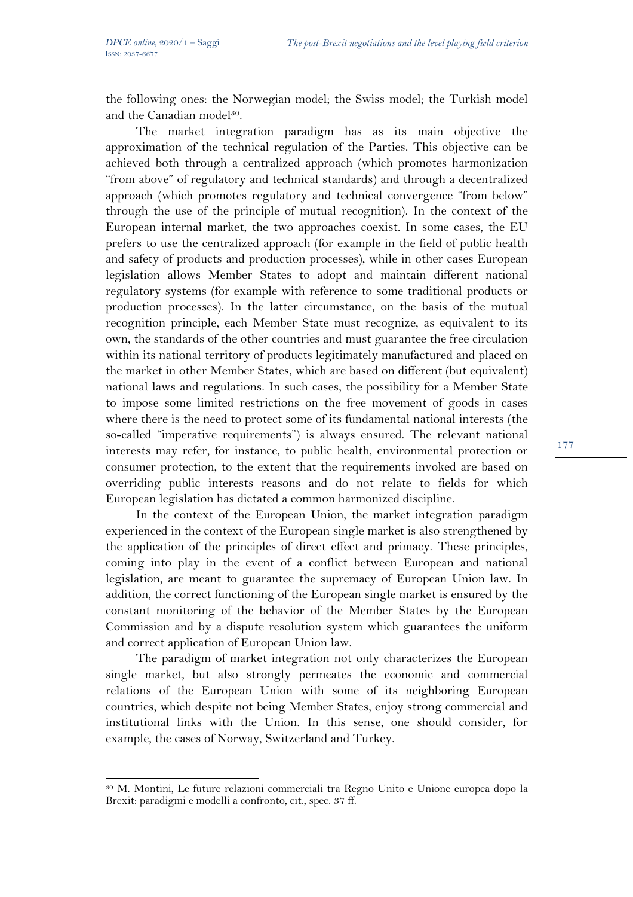the following ones: the Norwegian model; the Swiss model; the Turkish model and the Canadian model[30].

The market integration paradigm has as its main objective the approximation of the technical regulation of the Parties. This objective can be achieved both through a centralized approach (which promotes harmonization "from above" of regulatory and technical standards) and through a decentralized approach (which promotes regulatory and technical convergence "from below" through the use of the principle of mutual recognition). In the context of the European internal market, the two approaches coexist. In some cases, the EU prefers to use the centralized approach (for example in the field of public health and safety of products and production processes), while in other cases European legislation allows Member States to adopt and maintain different national regulatory systems (for example with reference to some traditional products or production processes). In the latter circumstance, on the basis of the mutual recognition principle, each Member State must recognize, as equivalent to its own, the standards of the other countries and must guarantee the free circulation within its national territory of products legitimately manufactured and placed on the market in other Member States, which are based on different (but equivalent) national laws and regulations. In such cases, the possibility for a Member State to impose some limited restrictions on the free movement of goods in cases where there is the need to protect some of its fundamental national interests (the so-called "imperative requirements") is always ensured. The relevant national interests may refer, for instance, to public health, environmental protection or consumer protection, to the extent that the requirements invoked are based on overriding public interests reasons and do not relate to fields for which European legislation has dictated a common harmonized discipline.

In the context of the European Union, the market integration paradigm experienced in the context of the European single market is also strengthened by the application of the principles of direct effect and primacy. These principles, coming into play in the event of a conflict between European and national legislation, are meant to guarantee the supremacy of European Union law. In addition, the correct functioning of the European single market is ensured by the constant monitoring of the behavior of the Member States by the European Commission and by a dispute resolution system which guarantees the uniform and correct application of European Union law.

The paradigm of market integration not only characterizes the European single market, but also strongly permeates the economic and commercial relations of the European Union with some of its neighboring European countries, which despite not being Member States, enjoy strong commercial and institutional links with the Union. In this sense, one should consider, for example, the cases of Norway, Switzerland and Turkey.

---

[30] M. Montini, Le future relazioni commerciali tra Regno Unito e Unione europea dopo la Brexit: paradigmi e modelli a confronto, cit., spec. 37 ff.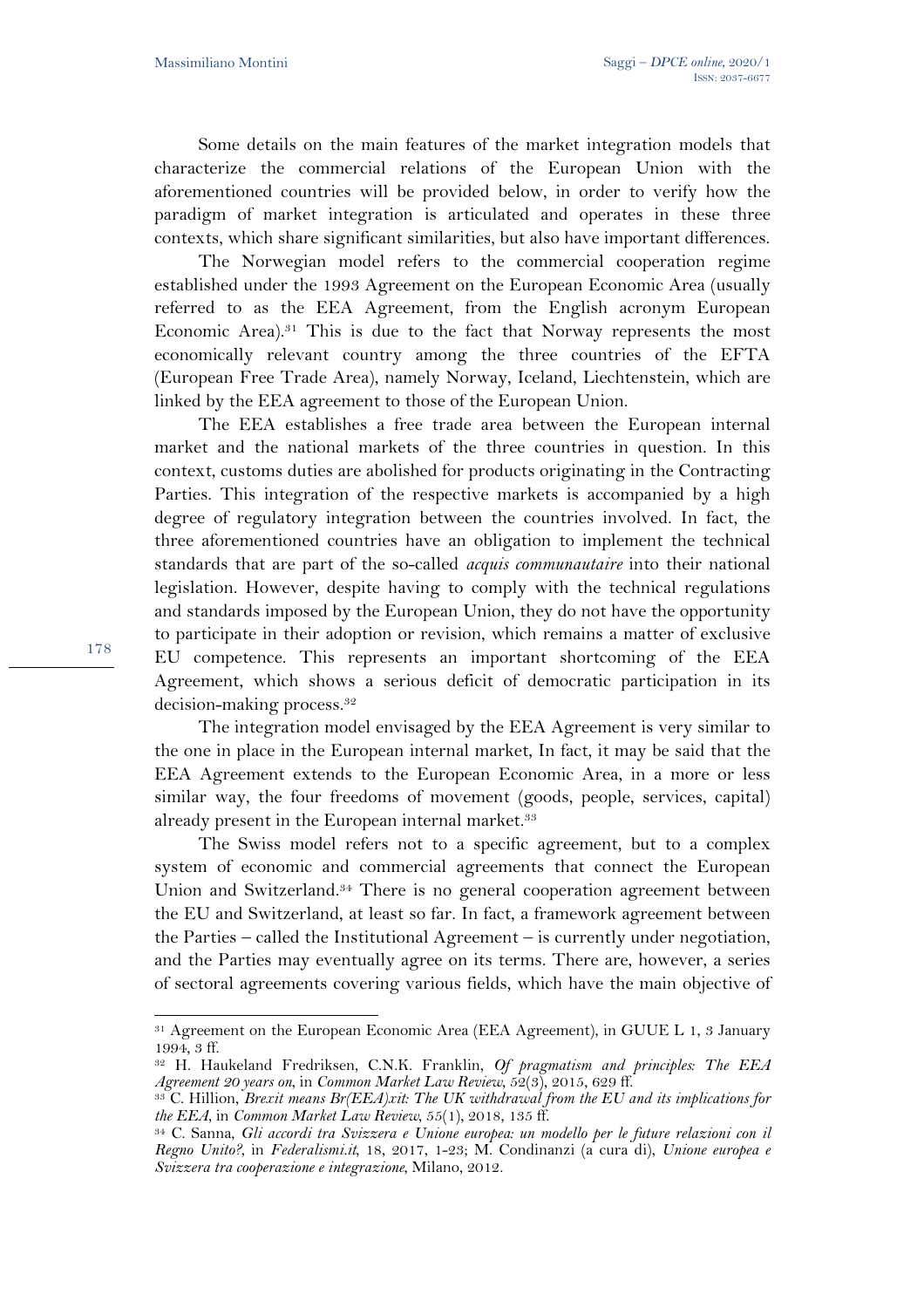Some details on the main features of the market integration models that characterize the commercial relations of the European Union with the aforementioned countries will be provided below, in order to verify how the paradigm of market integration is articulated and operates in these three contexts, which share significant similarities, but also have important differences.

The Norwegian model refers to the commercial cooperation regime established under the 1993 Agreement on the European Economic Area (usually referred to as the EEA Agreement, from the English acronym European Economic Area).[31] This is due to the fact that Norway represents the most economically relevant country among the three countries of the EFTA (European Free Trade Area), namely Norway, Iceland, Liechtenstein, which are linked by the EEA agreement to those of the European Union.

The EEA establishes a free trade area between the European internal market and the national markets of the three countries in question. In this context, customs duties are abolished for products originating in the Contracting Parties. This integration of the respective markets is accompanied by a high degree of regulatory integration between the countries involved. In fact, the three aforementioned countries have an obligation to implement the technical standards that are part of the so-called *acquis communautaire* into their national legislation. However, despite having to comply with the technical regulations and standards imposed by the European Union, they do not have the opportunity to participate in their adoption or revision, which remains a matter of exclusive EU competence. This represents an important shortcoming of the EEA Agreement, which shows a serious deficit of democratic participation in its decision-making process.[32]

The integration model envisaged by the EEA Agreement is very similar to the one in place in the European internal market, In fact, it may be said that the EEA Agreement extends to the European Economic Area, in a more or less similar way, the four freedoms of movement (goods, people, services, capital) already present in the European internal market.[33]

The Swiss model refers not to a specific agreement, but to a complex system of economic and commercial agreements that connect the European Union and Switzerland.[34] There is no general cooperation agreement between the EU and Switzerland, at least so far. In fact, a framework agreement between the Parties – called the Institutional Agreement – is currently under negotiation, and the Parties may eventually agree on its terms. There are, however, a series of sectoral agreements covering various fields, which have the main objective of

---

[31] Agreement on the European Economic Area (EEA Agreement), in GUUE L 1, 3 January 1994, 3 ff.

[32] H. Haukeland Fredriksen, C.N.K. Franklin, *Of pragmatism and principles: The EEA Agreement 20 years on*, in *Common Market Law Review*, 52(3), 2015, 629 ff.

[33] C. Hillion, *Brexit means Br(EEA)xit: The UK withdrawal from the EU and its implications for the EEA*, in *Common Market Law Review*, 55(1), 2018, 135 ff.

[34] C. Sanna, *Gli accordi tra Svizzera e Unione europea: un modello per le future relazioni con il Regno Unito?*, in *Federalismi.it*, 18, 2017, 1-23; M. Condinanzi (a cura di), *Unione europea e Svizzera tra cooperazione e integrazione*, Milano, 2012.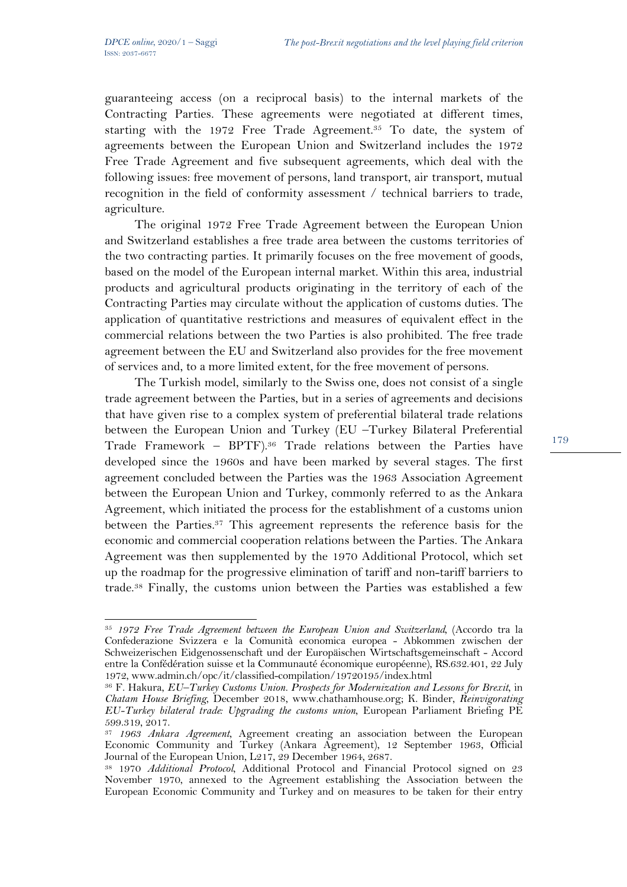guaranteeing access (on a reciprocal basis) to the internal markets of the Contracting Parties. These agreements were negotiated at different times, starting with the 1972 Free Trade Agreement.[35] To date, the system of agreements between the European Union and Switzerland includes the 1972 Free Trade Agreement and five subsequent agreements, which deal with the following issues: free movement of persons, land transport, air transport, mutual recognition in the field of conformity assessment / technical barriers to trade, agriculture.

The original 1972 Free Trade Agreement between the European Union and Switzerland establishes a free trade area between the customs territories of the two contracting parties. It primarily focuses on the free movement of goods, based on the model of the European internal market. Within this area, industrial products and agricultural products originating in the territory of each of the Contracting Parties may circulate without the application of customs duties. The application of quantitative restrictions and measures of equivalent effect in the commercial relations between the two Parties is also prohibited. The free trade agreement between the EU and Switzerland also provides for the free movement of services and, to a more limited extent, for the free movement of persons.

The Turkish model, similarly to the Swiss one, does not consist of a single trade agreement between the Parties, but in a series of agreements and decisions that have given rise to a complex system of preferential bilateral trade relations between the European Union and Turkey (EU –Turkey Bilateral Preferential Trade Framework – BPTF).[36] Trade relations between the Parties have developed since the 1960s and have been marked by several stages. The first agreement concluded between the Parties was the 1963 Association Agreement between the European Union and Turkey, commonly referred to as the Ankara Agreement, which initiated the process for the establishment of a customs union between the Parties.[37] This agreement represents the reference basis for the economic and commercial cooperation relations between the Parties. The Ankara Agreement was then supplemented by the 1970 Additional Protocol, which set up the roadmap for the progressive elimination of tariff and non-tariff barriers to trade.[38] Finally, the customs union between the Parties was established a few

---

[35] *1972 Free Trade Agreement between the European Union and Switzerland*, (Accordo tra la Confederazione Svizzera e la Comunità economica europea - Abkommen zwischen der Schweizerischen Eidgenossenschaft und der Europäischen Wirtschaftsgemeinschaft - Accord entre la Confédération suisse et la Communauté économique européenne), RS.632.401, 22 July 1972, www.admin.ch/opc/it/classified-compilation/19720195/index.html

[36] F. Hakura, *EU–Turkey Customs Union. Prospects for Modernization and Lessons for Brexit*, in *Chatam House Briefing*, December 2018, www.chathamhouse.org; K. Binder, *Reinvigorating EU-Turkey bilateral trade: Upgrading the customs union*, European Parliament Briefing PE 599.319, 2017.

[37] *1963 Ankara Agreement*, Agreement creating an association between the European Economic Community and Turkey (Ankara Agreement), 12 September 1963, Official Journal of the European Union, L217, 29 December 1964, 2687.

[38] 1970 *Additional Protocol*, Additional Protocol and Financial Protocol signed on 23 November 1970, annexed to the Agreement establishing the Association between the European Economic Community and Turkey and on measures to be taken for their entry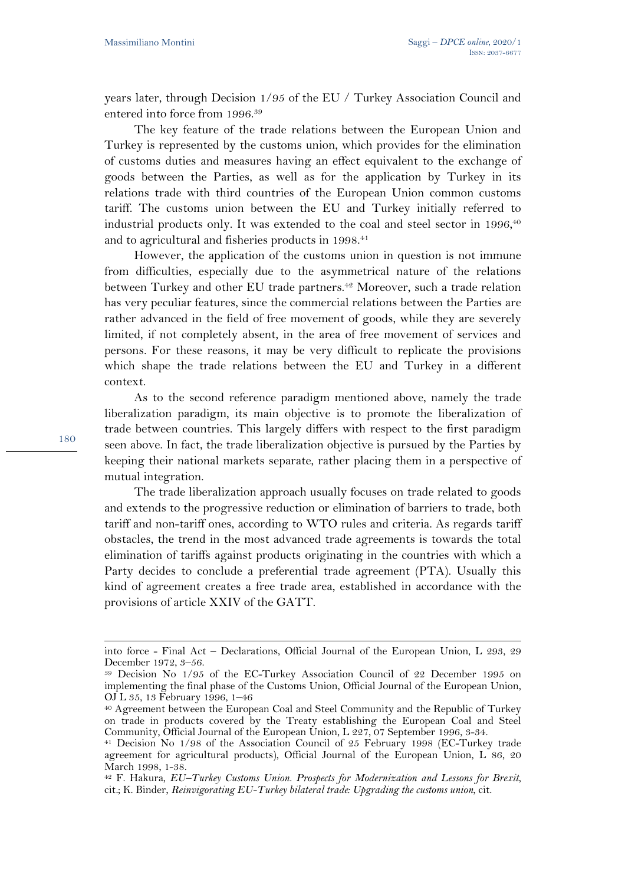years later, through Decision 1/95 of the EU / Turkey Association Council and entered into force from 1996.[39]

The key feature of the trade relations between the European Union and Turkey is represented by the customs union, which provides for the elimination of customs duties and measures having an effect equivalent to the exchange of goods between the Parties, as well as for the application by Turkey in its relations trade with third countries of the European Union common customs tariff. The customs union between the EU and Turkey initially referred to industrial products only. It was extended to the coal and steel sector in 1996,[40] and to agricultural and fisheries products in 1998.[41]

However, the application of the customs union in question is not immune from difficulties, especially due to the asymmetrical nature of the relations between Turkey and other EU trade partners.[42] Moreover, such a trade relation has very peculiar features, since the commercial relations between the Parties are rather advanced in the field of free movement of goods, while they are severely limited, if not completely absent, in the area of free movement of services and persons. For these reasons, it may be very difficult to replicate the provisions which shape the trade relations between the EU and Turkey in a different context.

As to the second reference paradigm mentioned above, namely the trade liberalization paradigm, its main objective is to promote the liberalization of trade between countries. This largely differs with respect to the first paradigm seen above. In fact, the trade liberalization objective is pursued by the Parties by keeping their national markets separate, rather placing them in a perspective of mutual integration.

The trade liberalization approach usually focuses on trade related to goods and extends to the progressive reduction or elimination of barriers to trade, both tariff and non-tariff ones, according to WTO rules and criteria. As regards tariff obstacles, the trend in the most advanced trade agreements is towards the total elimination of tariffs against products originating in the countries with which a Party decides to conclude a preferential trade agreement (PTA). Usually this kind of agreement creates a free trade area, established in accordance with the provisions of article XXIV of the GATT.

---

into force - Final Act – Declarations, Official Journal of the European Union, L 293, 29 December 1972, 3–56.

[39] Decision No 1/95 of the EC-Turkey Association Council of 22 December 1995 on implementing the final phase of the Customs Union, Official Journal of the European Union, OJ L 35, 13 February 1996, 1–46

[40] Agreement between the European Coal and Steel Community and the Republic of Turkey on trade in products covered by the Treaty establishing the European Coal and Steel Community, Official Journal of the European Union, L 227, 07 September 1996, 3-34.

[41] Decision No 1/98 of the Association Council of 25 February 1998 (EC-Turkey trade agreement for agricultural products), Official Journal of the European Union, L 86, 20 March 1998, 1-38.

[42] F. Hakura, *EU–Turkey Customs Union. Prospects for Modernization and Lessons for Brexit*, cit.; K. Binder, *Reinvigorating EU-Turkey bilateral trade: Upgrading the customs union*, cit.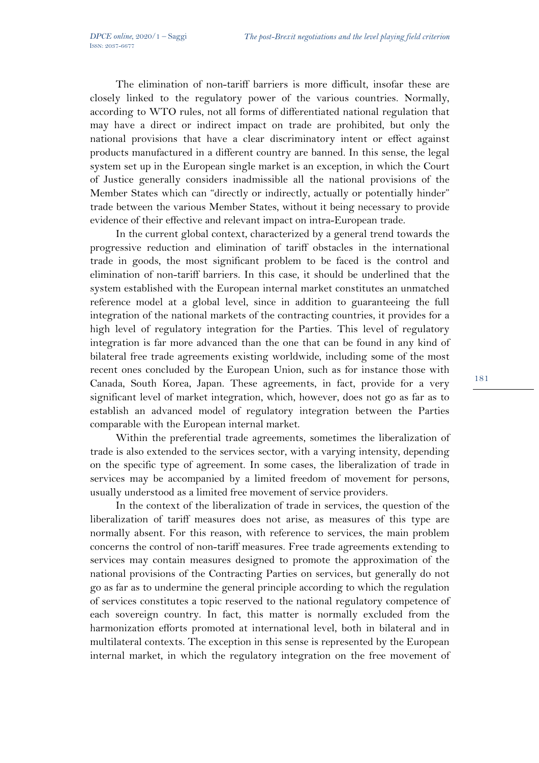The elimination of non-tariff barriers is more difficult, insofar these are closely linked to the regulatory power of the various countries. Normally, according to WTO rules, not all forms of differentiated national regulation that may have a direct or indirect impact on trade are prohibited, but only the national provisions that have a clear discriminatory intent or effect against products manufactured in a different country are banned. In this sense, the legal system set up in the European single market is an exception, in which the Court of Justice generally considers inadmissible all the national provisions of the Member States which can "directly or indirectly, actually or potentially hinder" trade between the various Member States, without it being necessary to provide evidence of their effective and relevant impact on intra-European trade.

In the current global context, characterized by a general trend towards the progressive reduction and elimination of tariff obstacles in the international trade in goods, the most significant problem to be faced is the control and elimination of non-tariff barriers. In this case, it should be underlined that the system established with the European internal market constitutes an unmatched reference model at a global level, since in addition to guaranteeing the full integration of the national markets of the contracting countries, it provides for a high level of regulatory integration for the Parties. This level of regulatory integration is far more advanced than the one that can be found in any kind of bilateral free trade agreements existing worldwide, including some of the most recent ones concluded by the European Union, such as for instance those with Canada, South Korea, Japan. These agreements, in fact, provide for a very significant level of market integration, which, however, does not go as far as to establish an advanced model of regulatory integration between the Parties comparable with the European internal market.

Within the preferential trade agreements, sometimes the liberalization of trade is also extended to the services sector, with a varying intensity, depending on the specific type of agreement. In some cases, the liberalization of trade in services may be accompanied by a limited freedom of movement for persons, usually understood as a limited free movement of service providers.

In the context of the liberalization of trade in services, the question of the liberalization of tariff measures does not arise, as measures of this type are normally absent. For this reason, with reference to services, the main problem concerns the control of non-tariff measures. Free trade agreements extending to services may contain measures designed to promote the approximation of the national provisions of the Contracting Parties on services, but generally do not go as far as to undermine the general principle according to which the regulation of services constitutes a topic reserved to the national regulatory competence of each sovereign country. In fact, this matter is normally excluded from the harmonization efforts promoted at international level, both in bilateral and in multilateral contexts. The exception in this sense is represented by the European internal market, in which the regulatory integration on the free movement of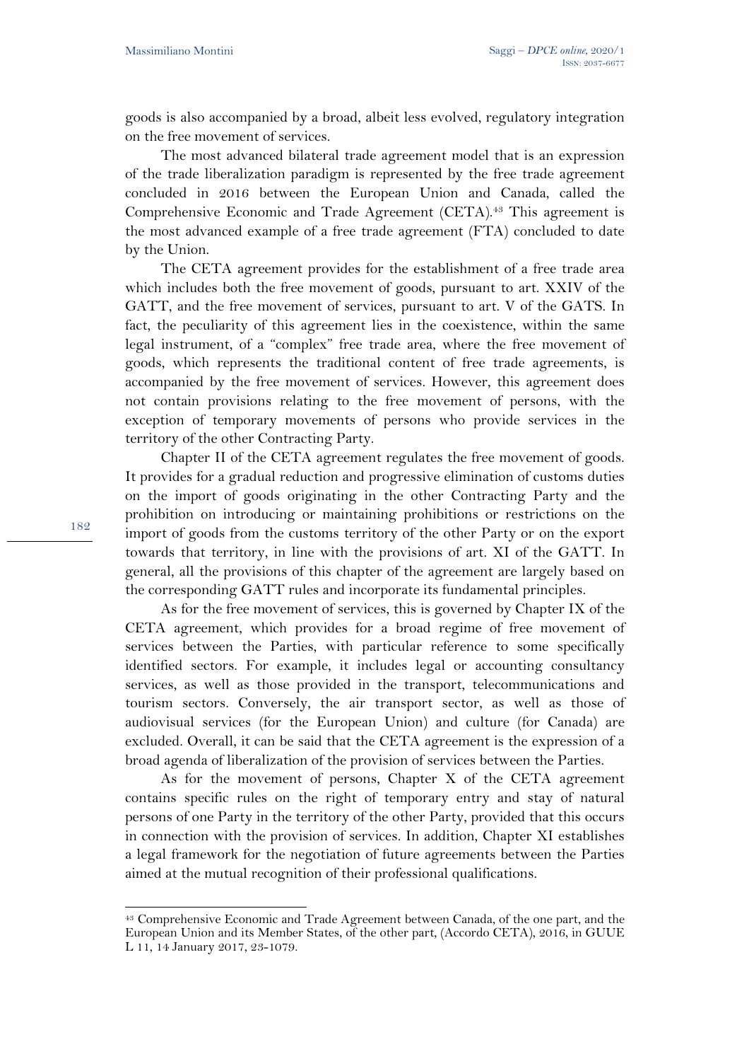goods is also accompanied by a broad, albeit less evolved, regulatory integration on the free movement of services.

The most advanced bilateral trade agreement model that is an expression of the trade liberalization paradigm is represented by the free trade agreement concluded in 2016 between the European Union and Canada, called the Comprehensive Economic and Trade Agreement (CETA).[43] This agreement is the most advanced example of a free trade agreement (FTA) concluded to date by the Union.

The CETA agreement provides for the establishment of a free trade area which includes both the free movement of goods, pursuant to art. XXIV of the GATT, and the free movement of services, pursuant to art. V of the GATS. In fact, the peculiarity of this agreement lies in the coexistence, within the same legal instrument, of a "complex" free trade area, where the free movement of goods, which represents the traditional content of free trade agreements, is accompanied by the free movement of services. However, this agreement does not contain provisions relating to the free movement of persons, with the exception of temporary movements of persons who provide services in the territory of the other Contracting Party.

Chapter II of the CETA agreement regulates the free movement of goods. It provides for a gradual reduction and progressive elimination of customs duties on the import of goods originating in the other Contracting Party and the prohibition on introducing or maintaining prohibitions or restrictions on the import of goods from the customs territory of the other Party or on the export towards that territory, in line with the provisions of art. XI of the GATT. In general, all the provisions of this chapter of the agreement are largely based on the corresponding GATT rules and incorporate its fundamental principles.

As for the free movement of services, this is governed by Chapter IX of the CETA agreement, which provides for a broad regime of free movement of services between the Parties, with particular reference to some specifically identified sectors. For example, it includes legal or accounting consultancy services, as well as those provided in the transport, telecommunications and tourism sectors. Conversely, the air transport sector, as well as those of audiovisual services (for the European Union) and culture (for Canada) are excluded. Overall, it can be said that the CETA agreement is the expression of a broad agenda of liberalization of the provision of services between the Parties.

As for the movement of persons, Chapter X of the CETA agreement contains specific rules on the right of temporary entry and stay of natural persons of one Party in the territory of the other Party, provided that this occurs in connection with the provision of services. In addition, Chapter XI establishes a legal framework for the negotiation of future agreements between the Parties aimed at the mutual recognition of their professional qualifications.

---

[43] Comprehensive Economic and Trade Agreement between Canada, of the one part, and the European Union and its Member States, of the other part, (Accordo CETA), 2016, in GUUE L 11, 14 January 2017, 23-1079.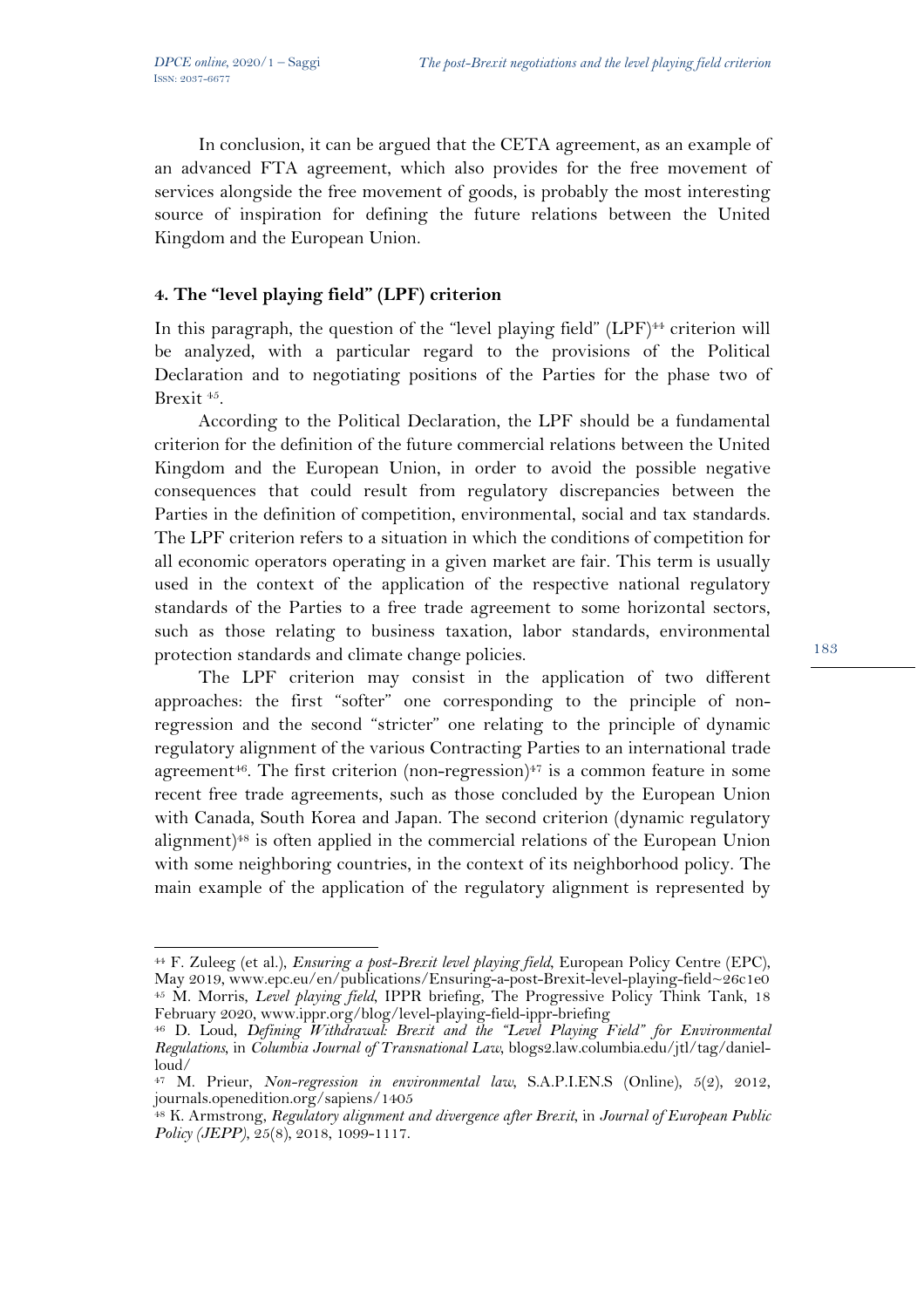In conclusion, it can be argued that the CETA agreement, as an example of an advanced FTA agreement, which also provides for the free movement of services alongside the free movement of goods, is probably the most interesting source of inspiration for defining the future relations between the United Kingdom and the European Union.

## 4. The "level playing field" (LPF) criterion

In this paragraph, the question of the "level playing field" (LPF)[44] criterion will be analyzed, with a particular regard to the provisions of the Political Declaration and to negotiating positions of the Parties for the phase two of Brexit [45].

According to the Political Declaration, the LPF should be a fundamental criterion for the definition of the future commercial relations between the United Kingdom and the European Union, in order to avoid the possible negative consequences that could result from regulatory discrepancies between the Parties in the definition of competition, environmental, social and tax standards. The LPF criterion refers to a situation in which the conditions of competition for all economic operators operating in a given market are fair. This term is usually used in the context of the application of the respective national regulatory standards of the Parties to a free trade agreement to some horizontal sectors, such as those relating to business taxation, labor standards, environmental protection standards and climate change policies.

The LPF criterion may consist in the application of two different approaches: the first "softer" one corresponding to the principle of non-regression and the second "stricter" one relating to the principle of dynamic regulatory alignment of the various Contracting Parties to an international trade agreement[46]. The first criterion (non-regression)[47] is a common feature in some recent free trade agreements, such as those concluded by the European Union with Canada, South Korea and Japan. The second criterion (dynamic regulatory alignment)[48] is often applied in the commercial relations of the European Union with some neighboring countries, in the context of its neighborhood policy. The main example of the application of the regulatory alignment is represented by

---

[44] F. Zuleeg (et al.), *Ensuring a post-Brexit level playing field*, European Policy Centre (EPC), May 2019, www.epc.eu/en/publications/Ensuring-a-post-Brexit-level-playing-field~26c1e0

[45] M. Morris, *Level playing field*, IPPR briefing, The Progressive Policy Think Tank, 18 February 2020, www.ippr.org/blog/level-playing-field-ippr-briefing

[46] D. Loud, *Defining Withdrawal: Brexit and the "Level Playing Field" for Environmental Regulations*, in *Columbia Journal of Transnational Law*, blogs2.law.columbia.edu/jtl/tag/daniel-loud/

[47] M. Prieur, *Non-regression in environmental law*, S.A.P.I.EN.S (Online), 5(2), 2012, journals.openedition.org/sapiens/1405

[48] K. Armstrong, *Regulatory alignment and divergence after Brexit*, in *Journal of European Public Policy (JEPP)*, 25(8), 2018, 1099-1117.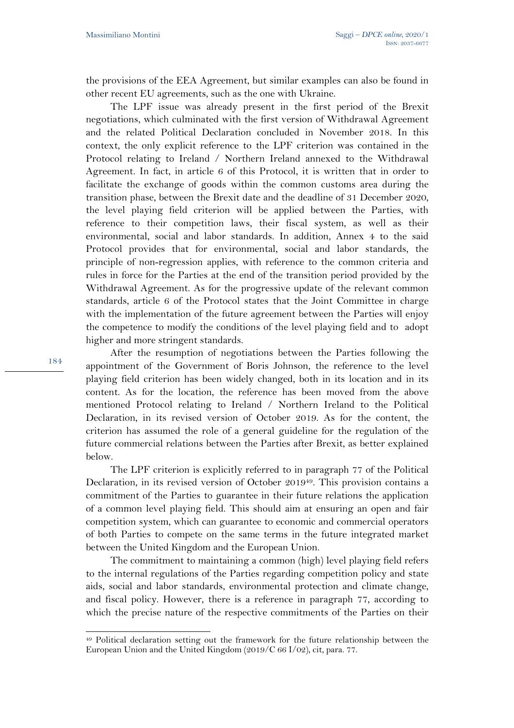the provisions of the EEA Agreement, but similar examples can also be found in other recent EU agreements, such as the one with Ukraine.

The LPF issue was already present in the first period of the Brexit negotiations, which culminated with the first version of Withdrawal Agreement and the related Political Declaration concluded in November 2018. In this context, the only explicit reference to the LPF criterion was contained in the Protocol relating to Ireland / Northern Ireland annexed to the Withdrawal Agreement. In fact, in article 6 of this Protocol, it is written that in order to facilitate the exchange of goods within the common customs area during the transition phase, between the Brexit date and the deadline of 31 December 2020, the level playing field criterion will be applied between the Parties, with reference to their competition laws, their fiscal system, as well as their environmental, social and labor standards. In addition, Annex 4 to the said Protocol provides that for environmental, social and labor standards, the principle of non-regression applies, with reference to the common criteria and rules in force for the Parties at the end of the transition period provided by the Withdrawal Agreement. As for the progressive update of the relevant common standards, article 6 of the Protocol states that the Joint Committee in charge with the implementation of the future agreement between the Parties will enjoy the competence to modify the conditions of the level playing field and to adopt higher and more stringent standards.

After the resumption of negotiations between the Parties following the appointment of the Government of Boris Johnson, the reference to the level playing field criterion has been widely changed, both in its location and in its content. As for the location, the reference has been moved from the above mentioned Protocol relating to Ireland / Northern Ireland to the Political Declaration, in its revised version of October 2019. As for the content, the criterion has assumed the role of a general guideline for the regulation of the future commercial relations between the Parties after Brexit, as better explained below.

The LPF criterion is explicitly referred to in paragraph 77 of the Political Declaration, in its revised version of October 2019[49]. This provision contains a commitment of the Parties to guarantee in their future relations the application of a common level playing field. This should aim at ensuring an open and fair competition system, which can guarantee to economic and commercial operators of both Parties to compete on the same terms in the future integrated market between the United Kingdom and the European Union.

The commitment to maintaining a common (high) level playing field refers to the internal regulations of the Parties regarding competition policy and state aids, social and labor standards, environmental protection and climate change, and fiscal policy. However, there is a reference in paragraph 77, according to which the precise nature of the respective commitments of the Parties on their

[49] Political declaration setting out the framework for the future relationship between the European Union and the United Kingdom (2019/C 66 I/02), cit, para. 77.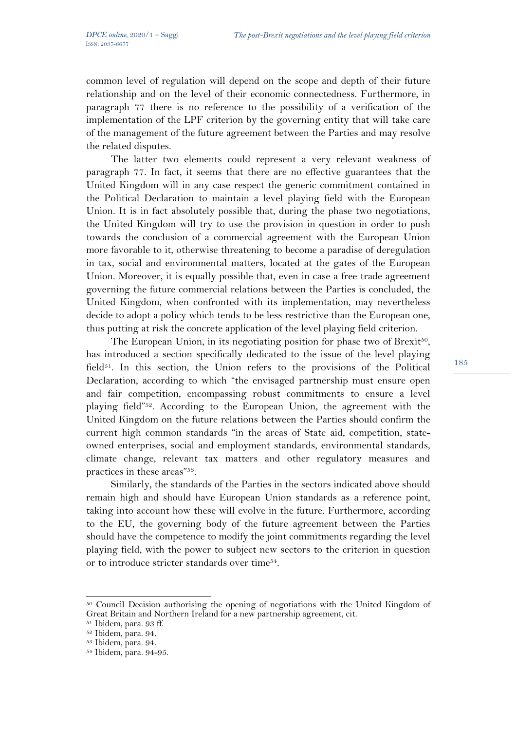common level of regulation will depend on the scope and depth of their future relationship and on the level of their economic connectedness. Furthermore, in paragraph 77 there is no reference to the possibility of a verification of the implementation of the LPF criterion by the governing entity that will take care of the management of the future agreement between the Parties and may resolve the related disputes.

The latter two elements could represent a very relevant weakness of paragraph 77. In fact, it seems that there are no effective guarantees that the United Kingdom will in any case respect the generic commitment contained in the Political Declaration to maintain a level playing field with the European Union. It is in fact absolutely possible that, during the phase two negotiations, the United Kingdom will try to use the provision in question in order to push towards the conclusion of a commercial agreement with the European Union more favorable to it, otherwise threatening to become a paradise of deregulation in tax, social and environmental matters, located at the gates of the European Union. Moreover, it is equally possible that, even in case a free trade agreement governing the future commercial relations between the Parties is concluded, the United Kingdom, when confronted with its implementation, may nevertheless decide to adopt a policy which tends to be less restrictive than the European one, thus putting at risk the concrete application of the level playing field criterion.

The European Union, in its negotiating position for phase two of Brexit[50], has introduced a section specifically dedicated to the issue of the level playing field[51]. In this section, the Union refers to the provisions of the Political Declaration, according to which "the envisaged partnership must ensure open and fair competition, encompassing robust commitments to ensure a level playing field"[52]. According to the European Union, the agreement with the United Kingdom on the future relations between the Parties should confirm the current high common standards "in the areas of State aid, competition, state-owned enterprises, social and employment standards, environmental standards, climate change, relevant tax matters and other regulatory measures and practices in these areas"[53].

Similarly, the standards of the Parties in the sectors indicated above should remain high and should have European Union standards as a reference point, taking into account how these will evolve in the future. Furthermore, according to the EU, the governing body of the future agreement between the Parties should have the competence to modify the joint commitments regarding the level playing field, with the power to subject new sectors to the criterion in question or to introduce stricter standards over time[54].

---

[50] Council Decision authorising the opening of negotiations with the United Kingdom of Great Britain and Northern Ireland for a new partnership agreement, cit.

[51] Ibidem, para. 93 ff.

[52] Ibidem, para. 94.

[53] Ibidem, para. 94.

[54] Ibidem, para. 94-95.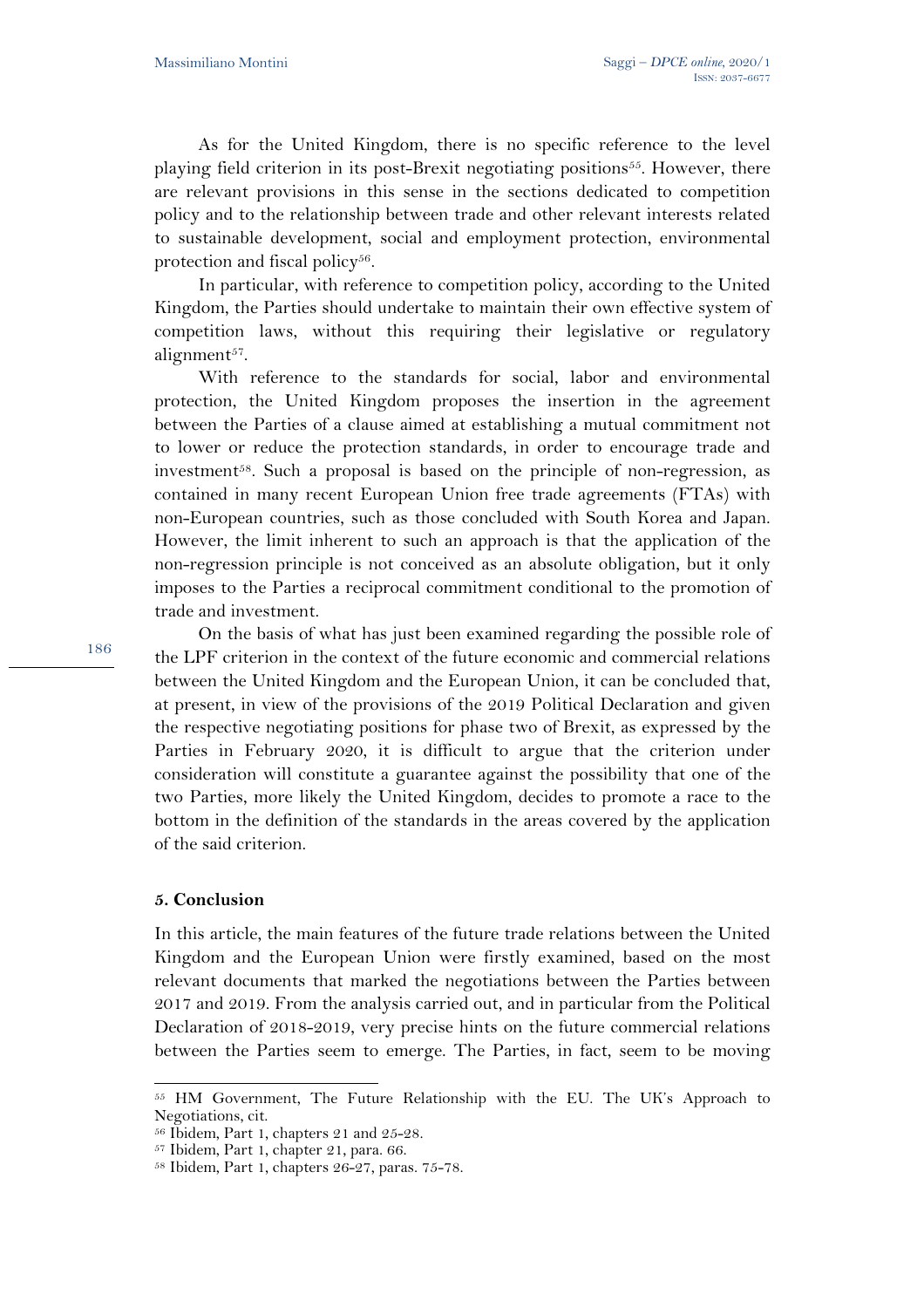As for the United Kingdom, there is no specific reference to the level playing field criterion in its post-Brexit negotiating positions[55]. However, there are relevant provisions in this sense in the sections dedicated to competition policy and to the relationship between trade and other relevant interests related to sustainable development, social and employment protection, environmental protection and fiscal policy[56].

In particular, with reference to competition policy, according to the United Kingdom, the Parties should undertake to maintain their own effective system of competition laws, without this requiring their legislative or regulatory alignment[57].

With reference to the standards for social, labor and environmental protection, the United Kingdom proposes the insertion in the agreement between the Parties of a clause aimed at establishing a mutual commitment not to lower or reduce the protection standards, in order to encourage trade and investment[58]. Such a proposal is based on the principle of non-regression, as contained in many recent European Union free trade agreements (FTAs) with non-European countries, such as those concluded with South Korea and Japan. However, the limit inherent to such an approach is that the application of the non-regression principle is not conceived as an absolute obligation, but it only imposes to the Parties a reciprocal commitment conditional to the promotion of trade and investment.

On the basis of what has just been examined regarding the possible role of the LPF criterion in the context of the future economic and commercial relations between the United Kingdom and the European Union, it can be concluded that, at present, in view of the provisions of the 2019 Political Declaration and given the respective negotiating positions for phase two of Brexit, as expressed by the Parties in February 2020, it is difficult to argue that the criterion under consideration will constitute a guarantee against the possibility that one of the two Parties, more likely the United Kingdom, decides to promote a race to the bottom in the definition of the standards in the areas covered by the application of the said criterion.

## 5. Conclusion

In this article, the main features of the future trade relations between the United Kingdom and the European Union were firstly examined, based on the most relevant documents that marked the negotiations between the Parties between 2017 and 2019. From the analysis carried out, and in particular from the Political Declaration of 2018-2019, very precise hints on the future commercial relations between the Parties seem to emerge. The Parties, in fact, seem to be moving

---

[55] HM Government, The Future Relationship with the EU. The UK's Approach to Negotiations, cit.

[56] Ibidem, Part 1, chapters 21 and 25-28.

[57] Ibidem, Part 1, chapter 21, para. 66.

[58] Ibidem, Part 1, chapters 26-27, paras. 75-78.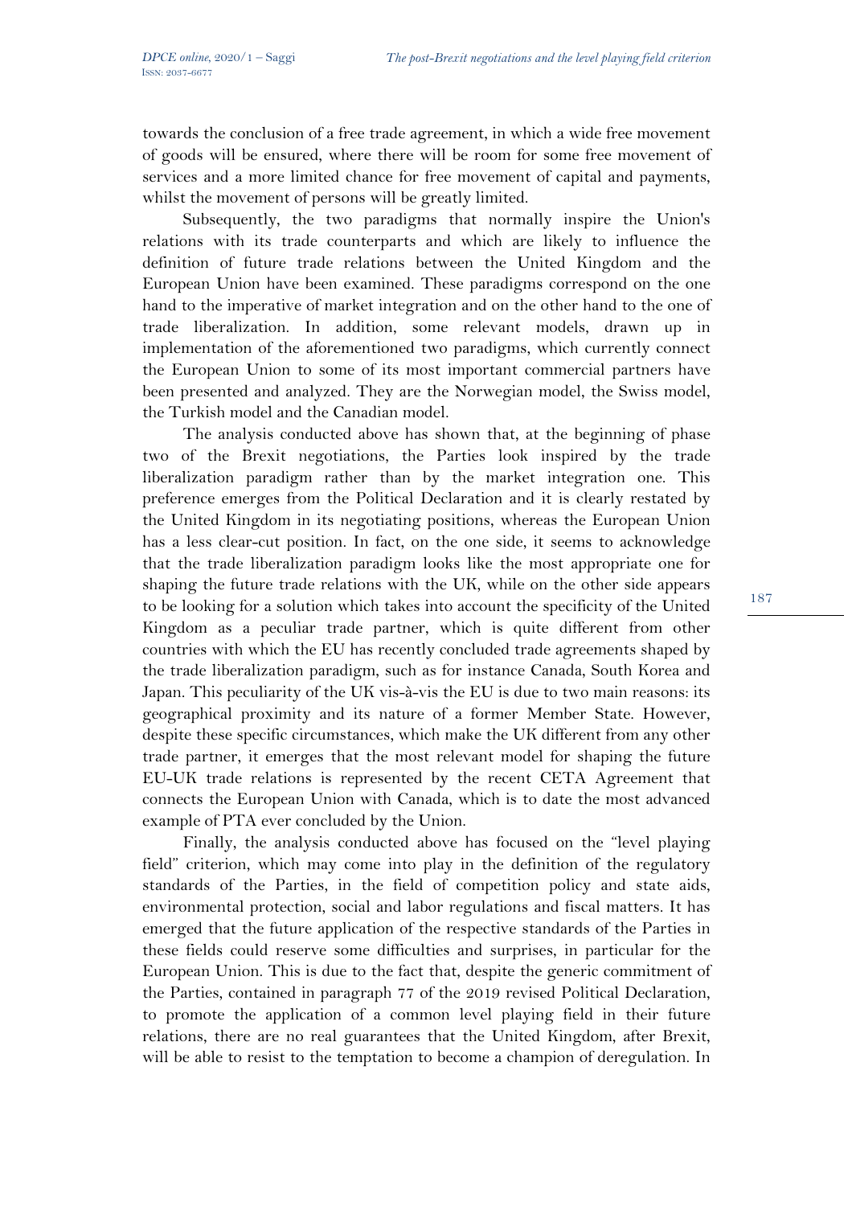towards the conclusion of a free trade agreement, in which a wide free movement of goods will be ensured, where there will be room for some free movement of services and a more limited chance for free movement of capital and payments, whilst the movement of persons will be greatly limited.

Subsequently, the two paradigms that normally inspire the Union's relations with its trade counterparts and which are likely to influence the definition of future trade relations between the United Kingdom and the European Union have been examined. These paradigms correspond on the one hand to the imperative of market integration and on the other hand to the one of trade liberalization. In addition, some relevant models, drawn up in implementation of the aforementioned two paradigms, which currently connect the European Union to some of its most important commercial partners have been presented and analyzed. They are the Norwegian model, the Swiss model, the Turkish model and the Canadian model.

The analysis conducted above has shown that, at the beginning of phase two of the Brexit negotiations, the Parties look inspired by the trade liberalization paradigm rather than by the market integration one. This preference emerges from the Political Declaration and it is clearly restated by the United Kingdom in its negotiating positions, whereas the European Union has a less clear-cut position. In fact, on the one side, it seems to acknowledge that the trade liberalization paradigm looks like the most appropriate one for shaping the future trade relations with the UK, while on the other side appears to be looking for a solution which takes into account the specificity of the United Kingdom as a peculiar trade partner, which is quite different from other countries with which the EU has recently concluded trade agreements shaped by the trade liberalization paradigm, such as for instance Canada, South Korea and Japan. This peculiarity of the UK vis-à-vis the EU is due to two main reasons: its geographical proximity and its nature of a former Member State. However, despite these specific circumstances, which make the UK different from any other trade partner, it emerges that the most relevant model for shaping the future EU-UK trade relations is represented by the recent CETA Agreement that connects the European Union with Canada, which is to date the most advanced example of PTA ever concluded by the Union.

Finally, the analysis conducted above has focused on the "level playing field" criterion, which may come into play in the definition of the regulatory standards of the Parties, in the field of competition policy and state aids, environmental protection, social and labor regulations and fiscal matters. It has emerged that the future application of the respective standards of the Parties in these fields could reserve some difficulties and surprises, in particular for the European Union. This is due to the fact that, despite the generic commitment of the Parties, contained in paragraph 77 of the 2019 revised Political Declaration, to promote the application of a common level playing field in their future relations, there are no real guarantees that the United Kingdom, after Brexit, will be able to resist to the temptation to become a champion of deregulation. In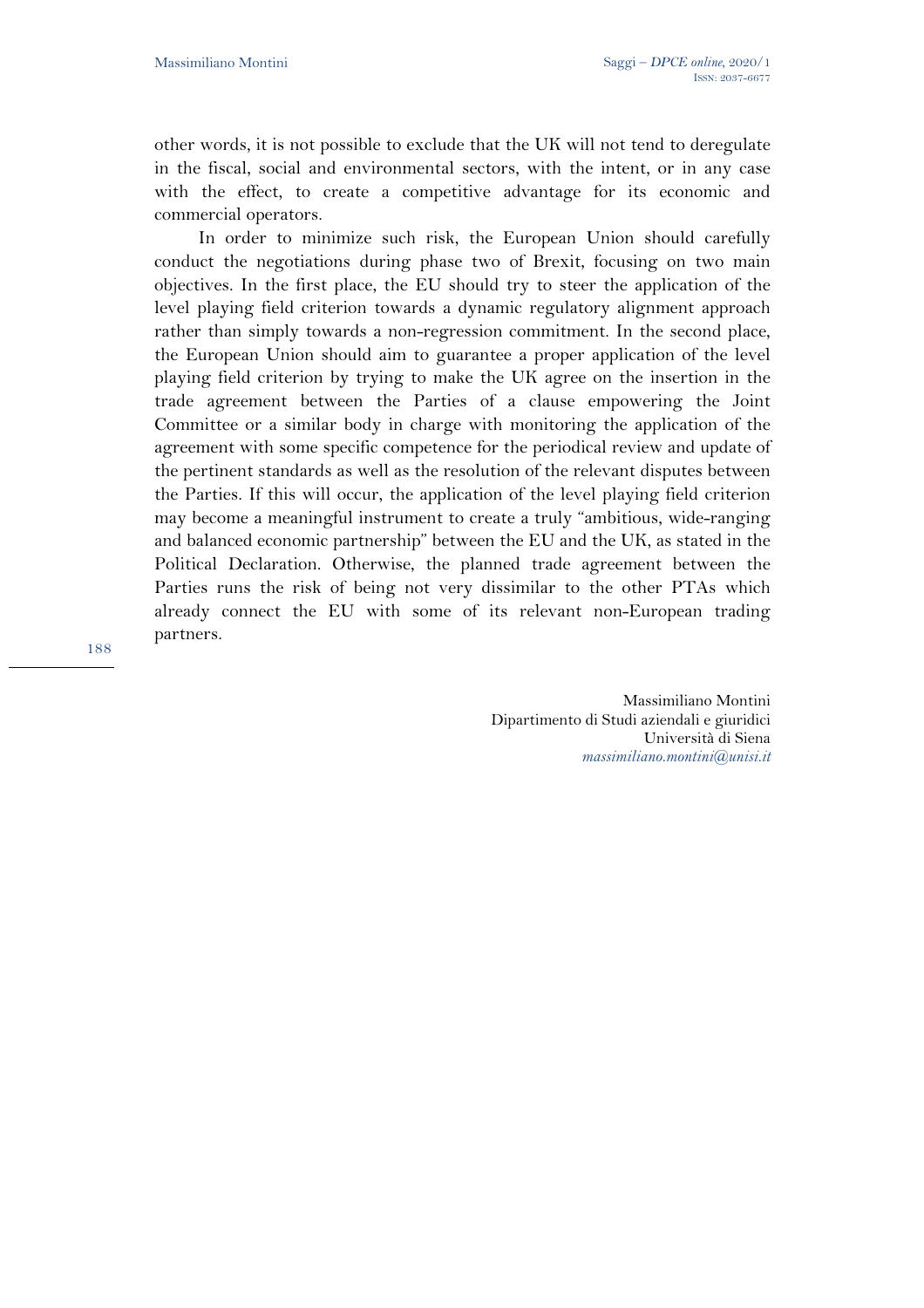other words, it is not possible to exclude that the UK will not tend to deregulate in the fiscal, social and environmental sectors, with the intent, or in any case with the effect, to create a competitive advantage for its economic and commercial operators.

In order to minimize such risk, the European Union should carefully conduct the negotiations during phase two of Brexit, focusing on two main objectives. In the first place, the EU should try to steer the application of the level playing field criterion towards a dynamic regulatory alignment approach rather than simply towards a non-regression commitment. In the second place, the European Union should aim to guarantee a proper application of the level playing field criterion by trying to make the UK agree on the insertion in the trade agreement between the Parties of a clause empowering the Joint Committee or a similar body in charge with monitoring the application of the agreement with some specific competence for the periodical review and update of the pertinent standards as well as the resolution of the relevant disputes between the Parties. If this will occur, the application of the level playing field criterion may become a meaningful instrument to create a truly "ambitious, wide-ranging and balanced economic partnership" between the EU and the UK, as stated in the Political Declaration. Otherwise, the planned trade agreement between the Parties runs the risk of being not very dissimilar to the other PTAs which already connect the EU with some of its relevant non-European trading partners.

Massimiliano Montini
Dipartimento di Studi aziendali e giuridici
Università di Siena
*massimiliano.montini@unisi.it*